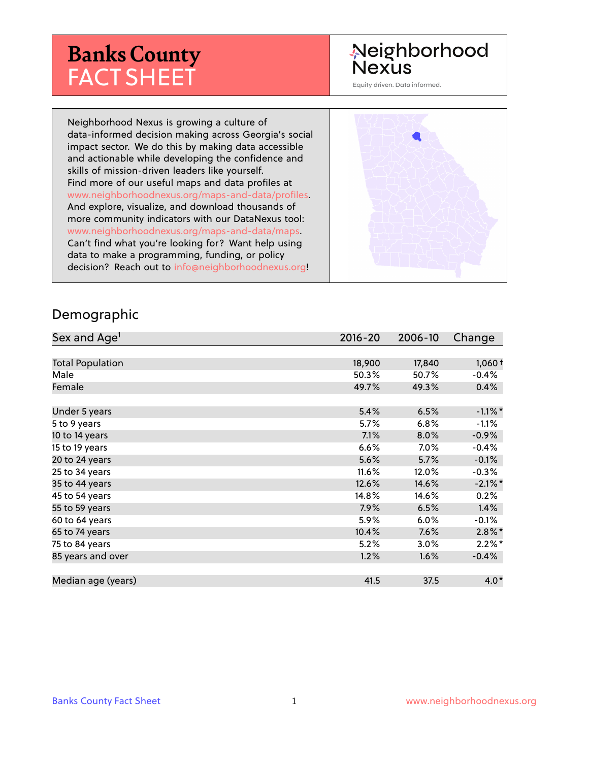# Banks County FACT SHEET

Neighborhood Nexus

Equity driven. Data informed.

Neighborhood Nexus is growing a culture of data-informed decision making across Georgia's social impact sector. We do this by making data accessible and actionable while developing the confidence and skills of mission-driven leaders like yourself. Find more of our useful maps and data profiles at www.neighborhoodnexus.org/maps-and-data/profiles. And explore, visualize, and download thousands of more community indicators with our DataNexus tool: www.neighborhoodnexus.org/maps-and-data/maps. Can't find what you're looking for? Want help using data to make a programming, funding, or policy decision? Reach out to info@neighborhoodnexus.org!

## Demographic

| Sex and Age[1] | 2016-20 | 2006-10 | Change |
|---|---|---|---|
| Total Population | 18,900 | 17,840 | 1,060 † |
| Male | 50.3% | 50.7% | -0.4% |
| Female | 49.7% | 49.3% | 0.4% |
| | | | |
| Under 5 years | 5.4% | 6.5% | -1.1% * |
| 5 to 9 years | 5.7% | 6.8% | -1.1% |
| 10 to 14 years | 7.1% | 8.0% | -0.9% |
| 15 to 19 years | 6.6% | 7.0% | -0.4% |
| 20 to 24 years | 5.6% | 5.7% | -0.1% |
| 25 to 34 years | 11.6% | 12.0% | -0.3% |
| 35 to 44 years | 12.6% | 14.6% | -2.1% * |
| 45 to 54 years | 14.8% | 14.6% | 0.2% |
| 55 to 59 years | 7.9% | 6.5% | 1.4% |
| 60 to 64 years | 5.9% | 6.0% | -0.1% |
| 65 to 74 years | 10.4% | 7.6% | 2.8% * |
| 75 to 84 years | 5.2% | 3.0% | 2.2% * |
| 85 years and over | 1.2% | 1.6% | -0.4% |
| | | | |
| Median age (years) | 41.5 | 37.5 | 4.0 * |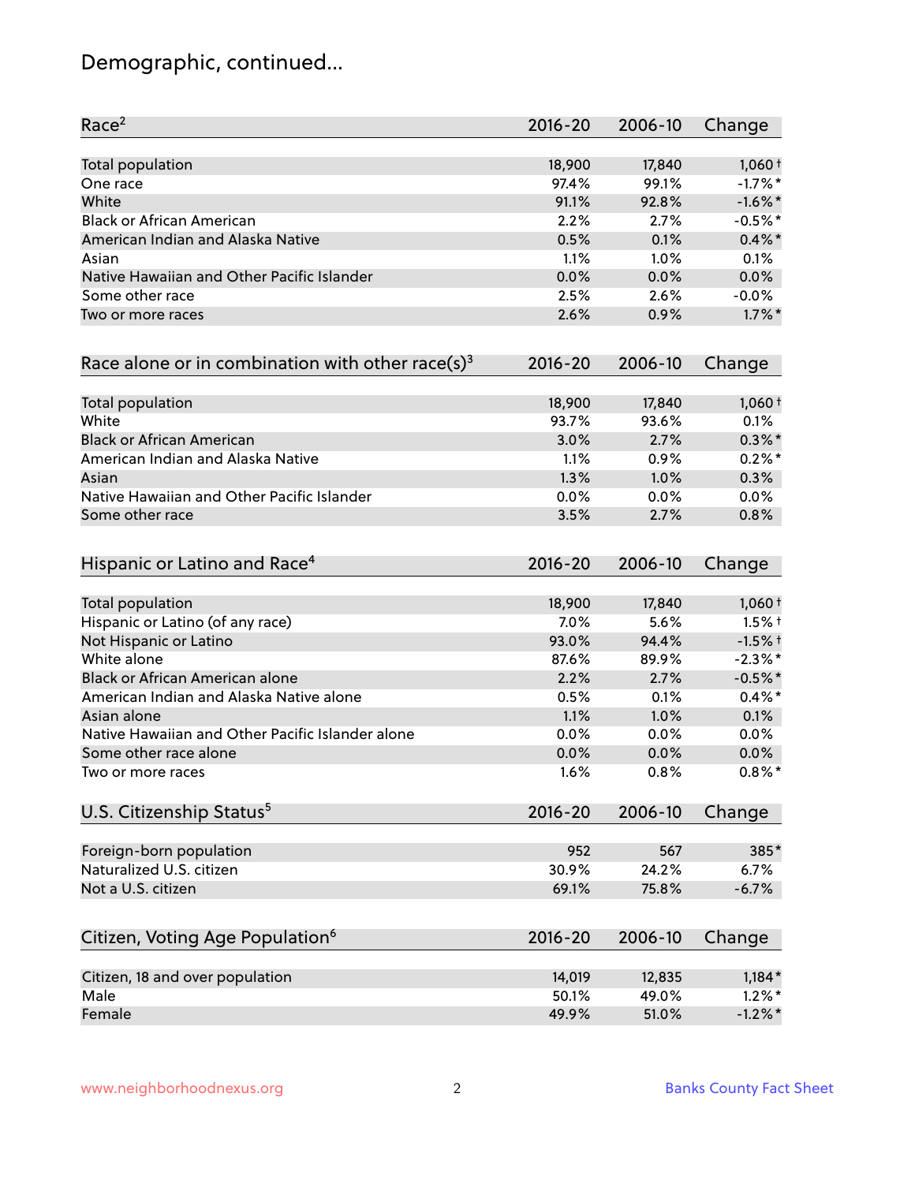# Demographic, continued...

| Race[2] | 2016-20 | 2006-10 | Change |
|---|---|---|---|
| Total population | 18,900 | 17,840 | 1,060 † |
| One race | 97.4% | 99.1% | -1.7% * |
| White | 91.1% | 92.8% | -1.6% * |
| Black or African American | 2.2% | 2.7% | -0.5% * |
| American Indian and Alaska Native | 0.5% | 0.1% | 0.4% * |
| Asian | 1.1% | 1.0% | 0.1% |
| Native Hawaiian and Other Pacific Islander | 0.0% | 0.0% | 0.0% |
| Some other race | 2.5% | 2.6% | -0.0% |
| Two or more races | 2.6% | 0.9% | 1.7% * |

| Race alone or in combination with other race(s)[3] | 2016-20 | 2006-10 | Change |
|---|---|---|---|
| Total population | 18,900 | 17,840 | 1,060 † |
| White | 93.7% | 93.6% | 0.1% |
| Black or African American | 3.0% | 2.7% | 0.3% * |
| American Indian and Alaska Native | 1.1% | 0.9% | 0.2% * |
| Asian | 1.3% | 1.0% | 0.3% |
| Native Hawaiian and Other Pacific Islander | 0.0% | 0.0% | 0.0% |
| Some other race | 3.5% | 2.7% | 0.8% |

| Hispanic or Latino and Race[4] | 2016-20 | 2006-10 | Change |
|---|---|---|---|
| Total population | 18,900 | 17,840 | 1,060 † |
| Hispanic or Latino (of any race) | 7.0% | 5.6% | 1.5% † |
| Not Hispanic or Latino | 93.0% | 94.4% | -1.5% † |
| White alone | 87.6% | 89.9% | -2.3% * |
| Black or African American alone | 2.2% | 2.7% | -0.5% * |
| American Indian and Alaska Native alone | 0.5% | 0.1% | 0.4% * |
| Asian alone | 1.1% | 1.0% | 0.1% |
| Native Hawaiian and Other Pacific Islander alone | 0.0% | 0.0% | 0.0% |
| Some other race alone | 0.0% | 0.0% | 0.0% |
| Two or more races | 1.6% | 0.8% | 0.8% * |

| U.S. Citizenship Status[5] | 2016-20 | 2006-10 | Change |
|---|---|---|---|
| Foreign-born population | 952 | 567 | 385 * |
| Naturalized U.S. citizen | 30.9% | 24.2% | 6.7% |
| Not a U.S. citizen | 69.1% | 75.8% | -6.7% |

| Citizen, Voting Age Population[6] | 2016-20 | 2006-10 | Change |
|---|---|---|---|
| Citizen, 18 and over population | 14,019 | 12,835 | 1,184 * |
| Male | 50.1% | 49.0% | 1.2% * |
| Female | 49.9% | 51.0% | -1.2% * |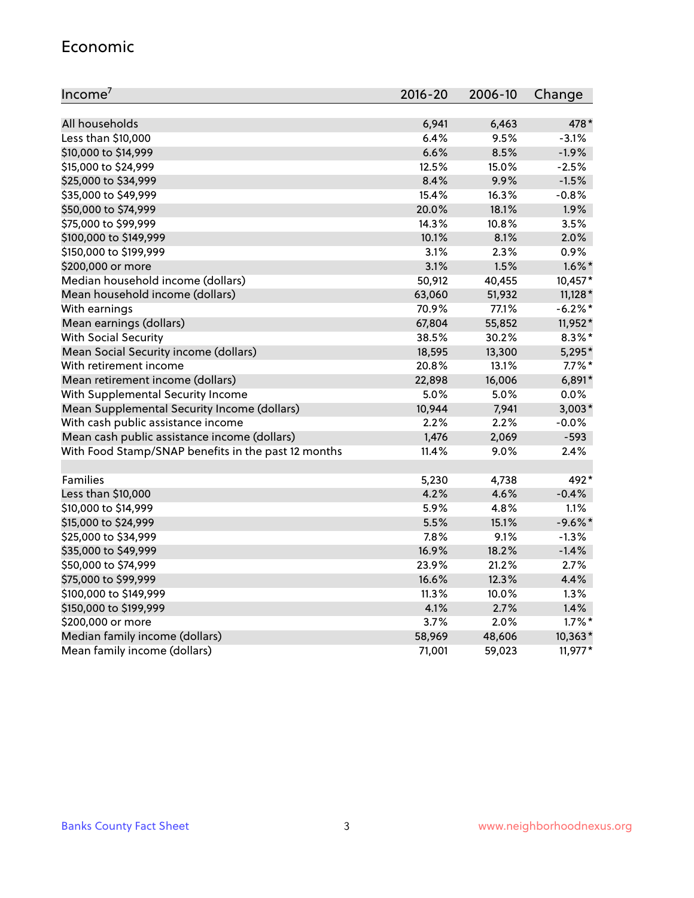## Economic

| Income[7] | 2016-20 | 2006-10 | Change |
|---|---|---|---|
| All households | 6,941 | 6,463 | 478* |
| Less than $10,000 | 6.4% | 9.5% | -3.1% |
| $10,000 to $14,999 | 6.6% | 8.5% | -1.9% |
| $15,000 to $24,999 | 12.5% | 15.0% | -2.5% |
| $25,000 to $34,999 | 8.4% | 9.9% | -1.5% |
| $35,000 to $49,999 | 15.4% | 16.3% | -0.8% |
| $50,000 to $74,999 | 20.0% | 18.1% | 1.9% |
| $75,000 to $99,999 | 14.3% | 10.8% | 3.5% |
| $100,000 to $149,999 | 10.1% | 8.1% | 2.0% |
| $150,000 to $199,999 | 3.1% | 2.3% | 0.9% |
| $200,000 or more | 3.1% | 1.5% | 1.6%* |
| Median household income (dollars) | 50,912 | 40,455 | 10,457* |
| Mean household income (dollars) | 63,060 | 51,932 | 11,128* |
| With earnings | 70.9% | 77.1% | -6.2%* |
| Mean earnings (dollars) | 67,804 | 55,852 | 11,952* |
| With Social Security | 38.5% | 30.2% | 8.3%* |
| Mean Social Security income (dollars) | 18,595 | 13,300 | 5,295* |
| With retirement income | 20.8% | 13.1% | 7.7%* |
| Mean retirement income (dollars) | 22,898 | 16,006 | 6,891* |
| With Supplemental Security Income | 5.0% | 5.0% | 0.0% |
| Mean Supplemental Security Income (dollars) | 10,944 | 7,941 | 3,003* |
| With cash public assistance income | 2.2% | 2.2% | -0.0% |
| Mean cash public assistance income (dollars) | 1,476 | 2,069 | -593 |
| With Food Stamp/SNAP benefits in the past 12 months | 11.4% | 9.0% | 2.4% |
| | | | |
| Families | 5,230 | 4,738 | 492* |
| Less than $10,000 | 4.2% | 4.6% | -0.4% |
| $10,000 to $14,999 | 5.9% | 4.8% | 1.1% |
| $15,000 to $24,999 | 5.5% | 15.1% | -9.6%* |
| $25,000 to $34,999 | 7.8% | 9.1% | -1.3% |
| $35,000 to $49,999 | 16.9% | 18.2% | -1.4% |
| $50,000 to $74,999 | 23.9% | 21.2% | 2.7% |
| $75,000 to $99,999 | 16.6% | 12.3% | 4.4% |
| $100,000 to $149,999 | 11.3% | 10.0% | 1.3% |
| $150,000 to $199,999 | 4.1% | 2.7% | 1.4% |
| $200,000 or more | 3.7% | 2.0% | 1.7%* |
| Median family income (dollars) | 58,969 | 48,606 | 10,363* |
| Mean family income (dollars) | 71,001 | 59,023 | 11,977* |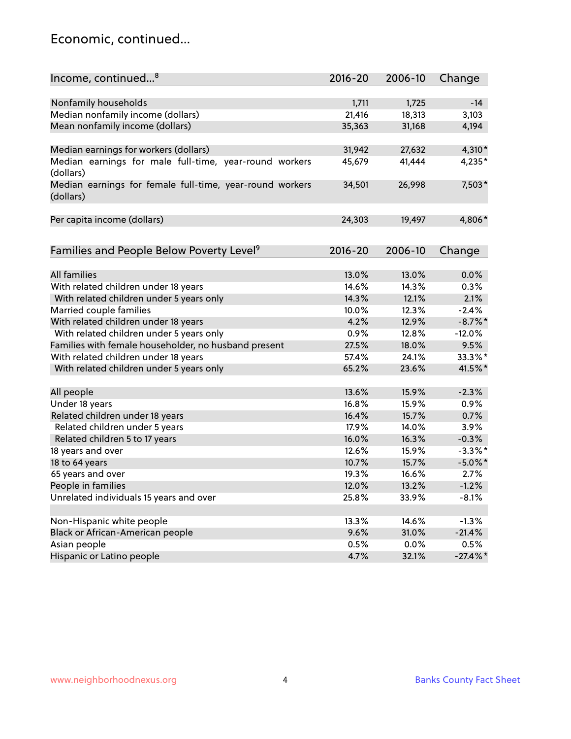## Economic, continued...

| Income, continued...[8] | 2016-20 | 2006-10 | Change |
|---|---|---|---|
| Nonfamily households | 1,711 | 1,725 | -14 |
| Median nonfamily income (dollars) | 21,416 | 18,313 | 3,103 |
| Mean nonfamily income (dollars) | 35,363 | 31,168 | 4,194 |
| | | | |
| Median earnings for workers (dollars) | 31,942 | 27,632 | 4,310* |
| Median earnings for male full-time, year-round workers (dollars) | 45,679 | 41,444 | 4,235* |
| Median earnings for female full-time, year-round workers (dollars) | 34,501 | 26,998 | 7,503* |
| | | | |
| Per capita income (dollars) | 24,303 | 19,497 | 4,806* |

| Families and People Below Poverty Level[9] | 2016-20 | 2006-10 | Change |
|---|---|---|---|
| All families | 13.0% | 13.0% | 0.0% |
| With related children under 18 years | 14.6% | 14.3% | 0.3% |
| With related children under 5 years only | 14.3% | 12.1% | 2.1% |
| Married couple families | 10.0% | 12.3% | -2.4% |
| With related children under 18 years | 4.2% | 12.9% | -8.7%* |
| With related children under 5 years only | 0.9% | 12.8% | -12.0% |
| Families with female householder, no husband present | 27.5% | 18.0% | 9.5% |
| With related children under 18 years | 57.4% | 24.1% | 33.3%* |
| With related children under 5 years only | 65.2% | 23.6% | 41.5%* |
| | | | |
| All people | 13.6% | 15.9% | -2.3% |
| Under 18 years | 16.8% | 15.9% | 0.9% |
| Related children under 18 years | 16.4% | 15.7% | 0.7% |
| Related children under 5 years | 17.9% | 14.0% | 3.9% |
| Related children 5 to 17 years | 16.0% | 16.3% | -0.3% |
| 18 years and over | 12.6% | 15.9% | -3.3%* |
| 18 to 64 years | 10.7% | 15.7% | -5.0%* |
| 65 years and over | 19.3% | 16.6% | 2.7% |
| People in families | 12.0% | 13.2% | -1.2% |
| Unrelated individuals 15 years and over | 25.8% | 33.9% | -8.1% |
| | | | |
| Non-Hispanic white people | 13.3% | 14.6% | -1.3% |
| Black or African-American people | 9.6% | 31.0% | -21.4% |
| Asian people | 0.5% | 0.0% | 0.5% |
| Hispanic or Latino people | 4.7% | 32.1% | -27.4%* |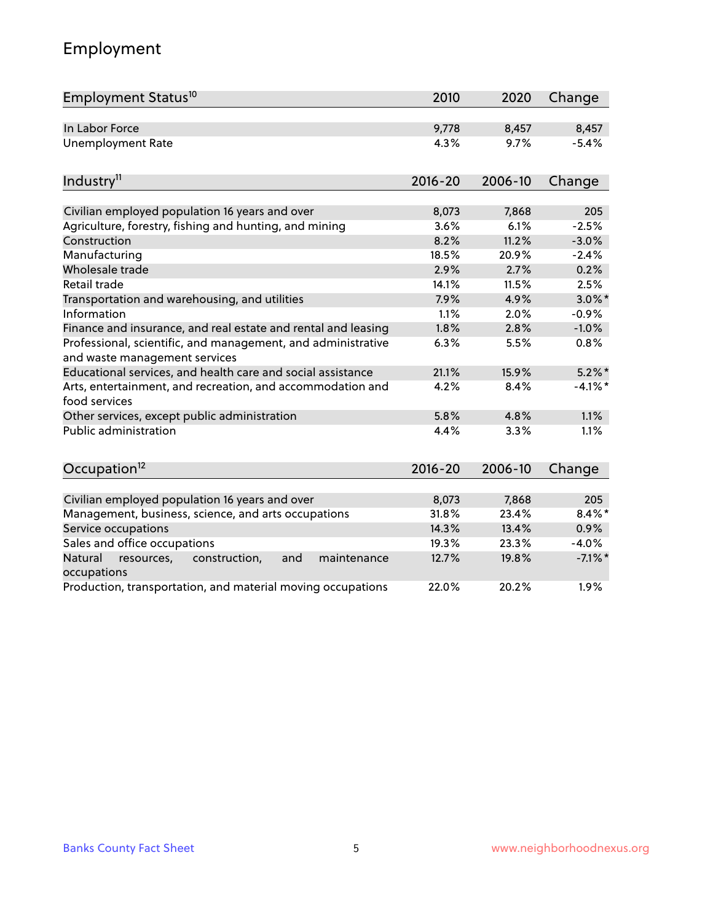## Employment

| Employment Status[10] | 2010 | 2020 | Change |
|---|---|---|---|
| In Labor Force | 9,778 | 8,457 | 8,457 |
| Unemployment Rate | 4.3% | 9.7% | -5.4% |

| Industry[11] | 2016-20 | 2006-10 | Change |
|---|---|---|---|
| Civilian employed population 16 years and over | 8,073 | 7,868 | 205 |
| Agriculture, forestry, fishing and hunting, and mining | 3.6% | 6.1% | -2.5% |
| Construction | 8.2% | 11.2% | -3.0% |
| Manufacturing | 18.5% | 20.9% | -2.4% |
| Wholesale trade | 2.9% | 2.7% | 0.2% |
| Retail trade | 14.1% | 11.5% | 2.5% |
| Transportation and warehousing, and utilities | 7.9% | 4.9% | 3.0%* |
| Information | 1.1% | 2.0% | -0.9% |
| Finance and insurance, and real estate and rental and leasing | 1.8% | 2.8% | -1.0% |
| Professional, scientific, and management, and administrative and waste management services | 6.3% | 5.5% | 0.8% |
| Educational services, and health care and social assistance | 21.1% | 15.9% | 5.2%* |
| Arts, entertainment, and recreation, and accommodation and food services | 4.2% | 8.4% | -4.1%* |
| Other services, except public administration | 5.8% | 4.8% | 1.1% |
| Public administration | 4.4% | 3.3% | 1.1% |

| Occupation[12] | 2016-20 | 2006-10 | Change |
|---|---|---|---|
| Civilian employed population 16 years and over | 8,073 | 7,868 | 205 |
| Management, business, science, and arts occupations | 31.8% | 23.4% | 8.4%* |
| Service occupations | 14.3% | 13.4% | 0.9% |
| Sales and office occupations | 19.3% | 23.3% | -4.0% |
| Natural resources, construction, and maintenance occupations | 12.7% | 19.8% | -7.1%* |
| Production, transportation, and material moving occupations | 22.0% | 20.2% | 1.9% |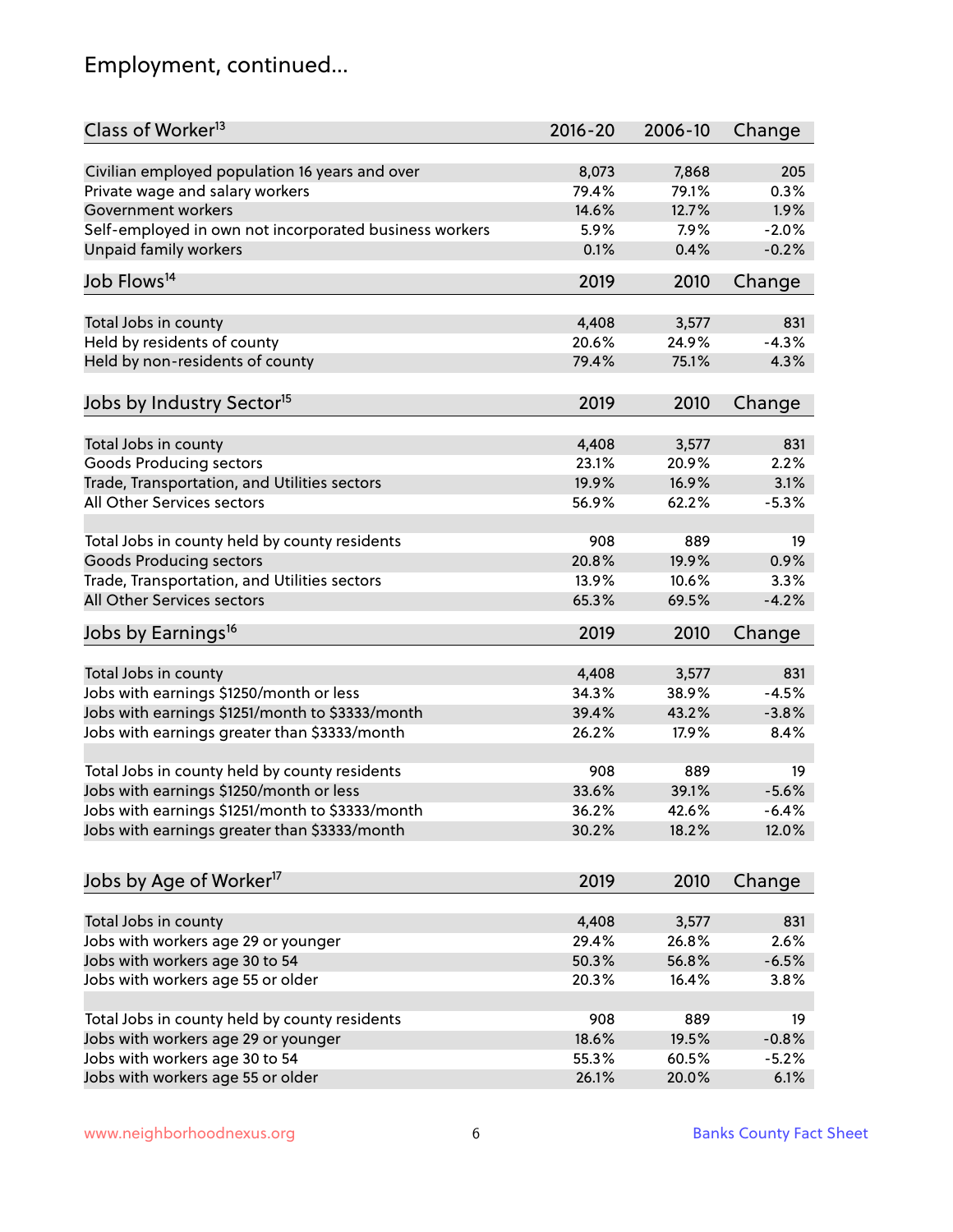## Employment, continued...

| Class of Worker[13] | 2016-20 | 2006-10 | Change |
|---|---|---|---|
| Civilian employed population 16 years and over | 8,073 | 7,868 | 205 |
| Private wage and salary workers | 79.4% | 79.1% | 0.3% |
| Government workers | 14.6% | 12.7% | 1.9% |
| Self-employed in own not incorporated business workers | 5.9% | 7.9% | -2.0% |
| Unpaid family workers | 0.1% | 0.4% | -0.2% |

| Job Flows[14] | 2019 | 2010 | Change |
|---|---|---|---|
| Total Jobs in county | 4,408 | 3,577 | 831 |
| Held by residents of county | 20.6% | 24.9% | -4.3% |
| Held by non-residents of county | 79.4% | 75.1% | 4.3% |

| Jobs by Industry Sector[15] | 2019 | 2010 | Change |
|---|---|---|---|
| Total Jobs in county | 4,408 | 3,577 | 831 |
| Goods Producing sectors | 23.1% | 20.9% | 2.2% |
| Trade, Transportation, and Utilities sectors | 19.9% | 16.9% | 3.1% |
| All Other Services sectors | 56.9% | 62.2% | -5.3% |
| | | | |
| Total Jobs in county held by county residents | 908 | 889 | 19 |
| Goods Producing sectors | 20.8% | 19.9% | 0.9% |
| Trade, Transportation, and Utilities sectors | 13.9% | 10.6% | 3.3% |
| All Other Services sectors | 65.3% | 69.5% | -4.2% |

| Jobs by Earnings[16] | 2019 | 2010 | Change |
|---|---|---|---|
| Total Jobs in county | 4,408 | 3,577 | 831 |
| Jobs with earnings $1250/month or less | 34.3% | 38.9% | -4.5% |
| Jobs with earnings $1251/month to $3333/month | 39.4% | 43.2% | -3.8% |
| Jobs with earnings greater than $3333/month | 26.2% | 17.9% | 8.4% |
| | | | |
| Total Jobs in county held by county residents | 908 | 889 | 19 |
| Jobs with earnings $1250/month or less | 33.6% | 39.1% | -5.6% |
| Jobs with earnings $1251/month to $3333/month | 36.2% | 42.6% | -6.4% |
| Jobs with earnings greater than $3333/month | 30.2% | 18.2% | 12.0% |

| Jobs by Age of Worker[17] | 2019 | 2010 | Change |
|---|---|---|---|
| Total Jobs in county | 4,408 | 3,577 | 831 |
| Jobs with workers age 29 or younger | 29.4% | 26.8% | 2.6% |
| Jobs with workers age 30 to 54 | 50.3% | 56.8% | -6.5% |
| Jobs with workers age 55 or older | 20.3% | 16.4% | 3.8% |
| | | | |
| Total Jobs in county held by county residents | 908 | 889 | 19 |
| Jobs with workers age 29 or younger | 18.6% | 19.5% | -0.8% |
| Jobs with workers age 30 to 54 | 55.3% | 60.5% | -5.2% |
| Jobs with workers age 55 or older | 26.1% | 20.0% | 6.1% |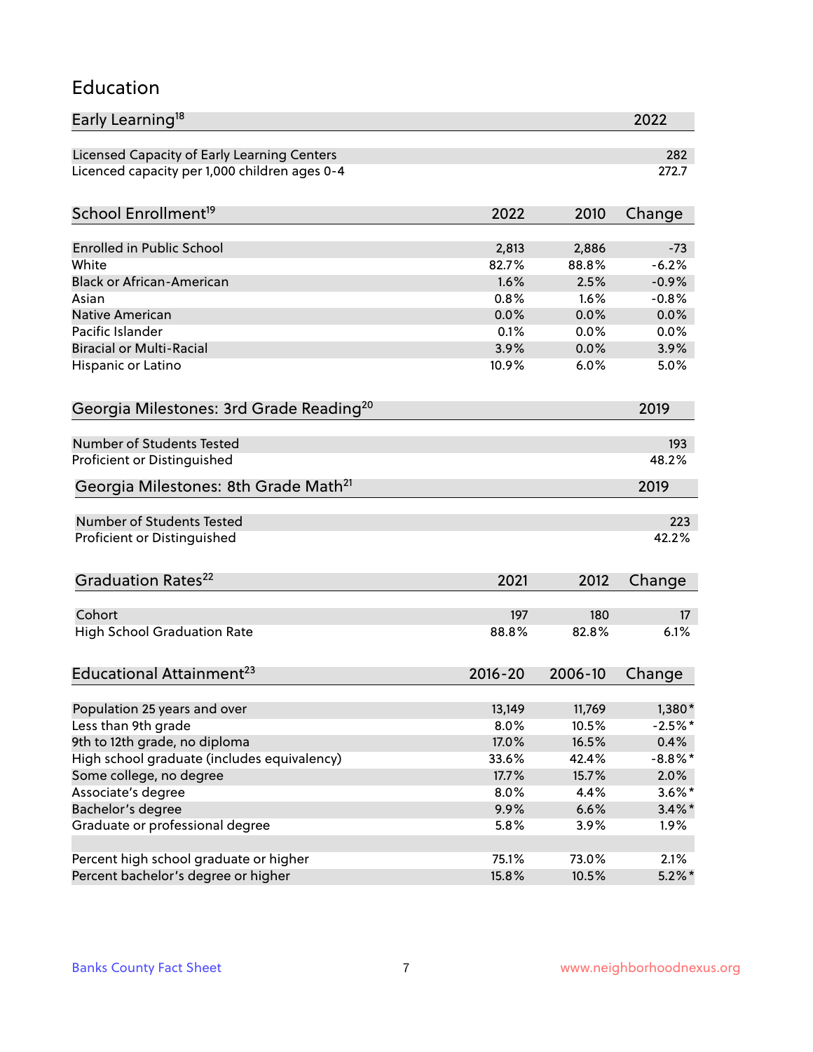## Education

| Early Learning[18] | 2022 |
|---|---|
| Licensed Capacity of Early Learning Centers | 282 |
| Licenced capacity per 1,000 children ages 0-4 | 272.7 |

| School Enrollment[19] | 2022 | 2010 | Change |
|---|---|---|---|
| Enrolled in Public School | 2,813 | 2,886 | -73 |
| White | 82.7% | 88.8% | -6.2% |
| Black or African-American | 1.6% | 2.5% | -0.9% |
| Asian | 0.8% | 1.6% | -0.8% |
| Native American | 0.0% | 0.0% | 0.0% |
| Pacific Islander | 0.1% | 0.0% | 0.0% |
| Biracial or Multi-Racial | 3.9% | 0.0% | 3.9% |
| Hispanic or Latino | 10.9% | 6.0% | 5.0% |

| Georgia Milestones: 3rd Grade Reading[20] | 2019 |
|---|---|
| Number of Students Tested | 193 |
| Proficient or Distinguished | 48.2% |

| Georgia Milestones: 8th Grade Math[21] | 2019 |
|---|---|
| Number of Students Tested | 223 |
| Proficient or Distinguished | 42.2% |

| Graduation Rates[22] | 2021 | 2012 | Change |
|---|---|---|---|
| Cohort | 197 | 180 | 17 |
| High School Graduation Rate | 88.8% | 82.8% | 6.1% |

| Educational Attainment[23] | 2016-20 | 2006-10 | Change |
|---|---|---|---|
| Population 25 years and over | 13,149 | 11,769 | 1,380* |
| Less than 9th grade | 8.0% | 10.5% | -2.5%* |
| 9th to 12th grade, no diploma | 17.0% | 16.5% | 0.4% |
| High school graduate (includes equivalency) | 33.6% | 42.4% | -8.8%* |
| Some college, no degree | 17.7% | 15.7% | 2.0% |
| Associate's degree | 8.0% | 4.4% | 3.6%* |
| Bachelor's degree | 9.9% | 6.6% | 3.4%* |
| Graduate or professional degree | 5.8% | 3.9% | 1.9% |
| | | | |
| Percent high school graduate or higher | 75.1% | 73.0% | 2.1% |
| Percent bachelor's degree or higher | 15.8% | 10.5% | 5.2%* |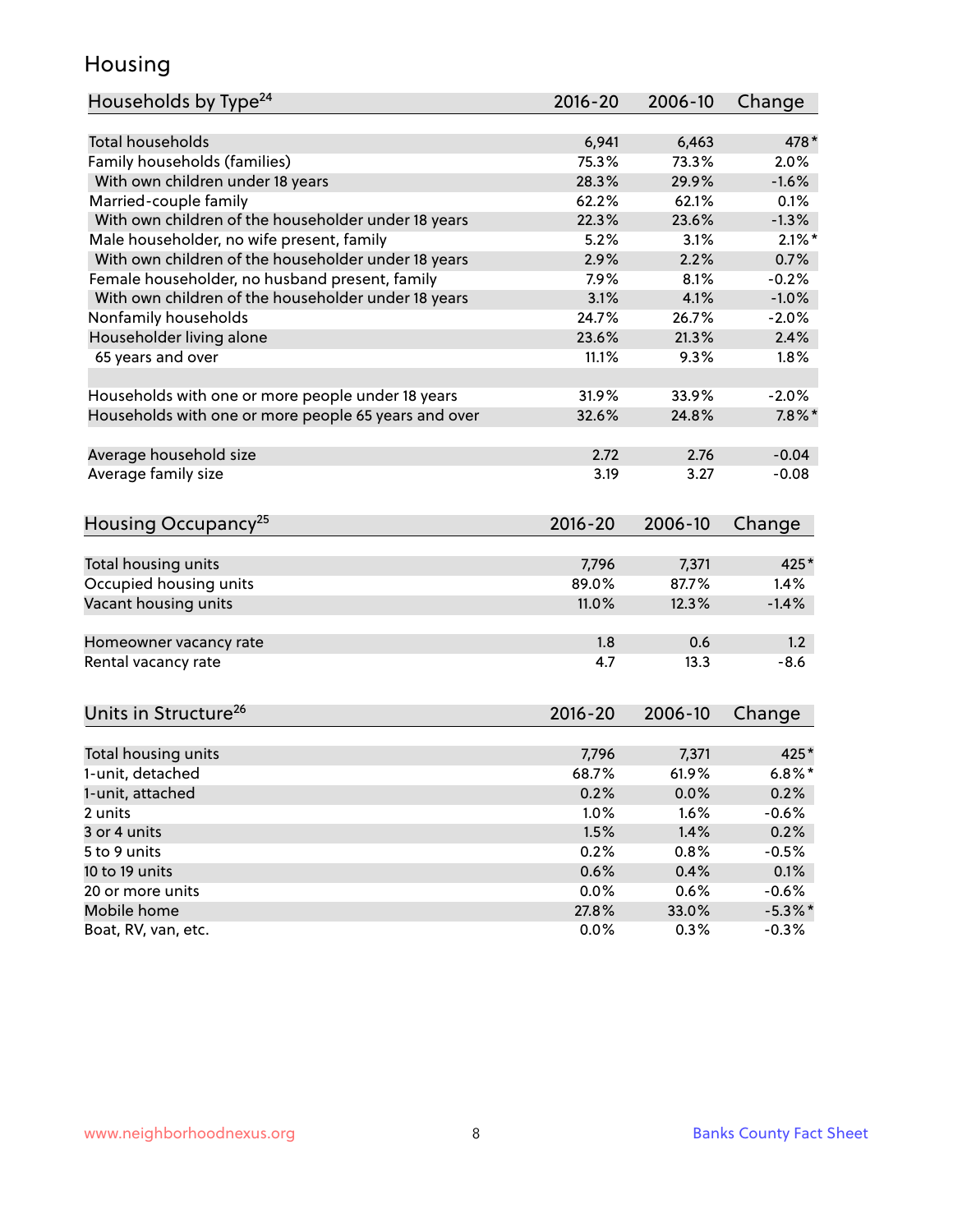## Housing

| Households by Type[24] | 2016-20 | 2006-10 | Change |
|---|---|---|---|
| Total households | 6,941 | 6,463 | 478* |
| Family households (families) | 75.3% | 73.3% | 2.0% |
| With own children under 18 years | 28.3% | 29.9% | -1.6% |
| Married-couple family | 62.2% | 62.1% | 0.1% |
| With own children of the householder under 18 years | 22.3% | 23.6% | -1.3% |
| Male householder, no wife present, family | 5.2% | 3.1% | 2.1%* |
| With own children of the householder under 18 years | 2.9% | 2.2% | 0.7% |
| Female householder, no husband present, family | 7.9% | 8.1% | -0.2% |
| With own children of the householder under 18 years | 3.1% | 4.1% | -1.0% |
| Nonfamily households | 24.7% | 26.7% | -2.0% |
| Householder living alone | 23.6% | 21.3% | 2.4% |
| 65 years and over | 11.1% | 9.3% | 1.8% |
| | | | |
| Households with one or more people under 18 years | 31.9% | 33.9% | -2.0% |
| Households with one or more people 65 years and over | 32.6% | 24.8% | 7.8%* |
| | | | |
| Average household size | 2.72 | 2.76 | -0.04 |
| Average family size | 3.19 | 3.27 | -0.08 |

| Housing Occupancy[25] | 2016-20 | 2006-10 | Change |
|---|---|---|---|
| Total housing units | 7,796 | 7,371 | 425* |
| Occupied housing units | 89.0% | 87.7% | 1.4% |
| Vacant housing units | 11.0% | 12.3% | -1.4% |
| | | | |
| Homeowner vacancy rate | 1.8 | 0.6 | 1.2 |
| Rental vacancy rate | 4.7 | 13.3 | -8.6 |

| Units in Structure[26] | 2016-20 | 2006-10 | Change |
|---|---|---|---|
| Total housing units | 7,796 | 7,371 | 425* |
| 1-unit, detached | 68.7% | 61.9% | 6.8%* |
| 1-unit, attached | 0.2% | 0.0% | 0.2% |
| 2 units | 1.0% | 1.6% | -0.6% |
| 3 or 4 units | 1.5% | 1.4% | 0.2% |
| 5 to 9 units | 0.2% | 0.8% | -0.5% |
| 10 to 19 units | 0.6% | 0.4% | 0.1% |
| 20 or more units | 0.0% | 0.6% | -0.6% |
| Mobile home | 27.8% | 33.0% | -5.3%* |
| Boat, RV, van, etc. | 0.0% | 0.3% | -0.3% |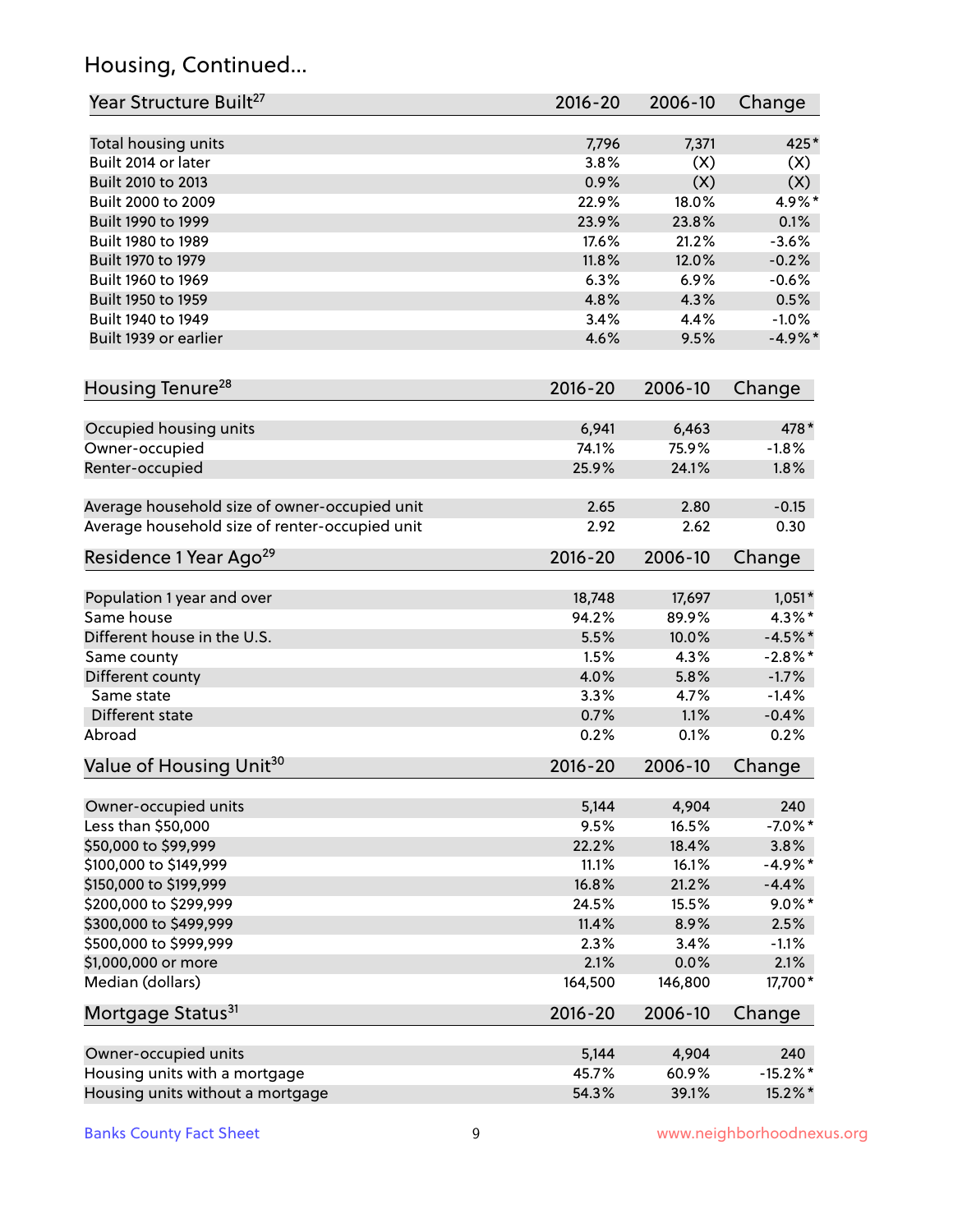## Housing, Continued...

| Year Structure Built[27] | 2016-20 | 2006-10 | Change |
|---|---|---|---|
| Total housing units | 7,796 | 7,371 | 425* |
| Built 2014 or later | 3.8% | (X) | (X) |
| Built 2010 to 2013 | 0.9% | (X) | (X) |
| Built 2000 to 2009 | 22.9% | 18.0% | 4.9%* |
| Built 1990 to 1999 | 23.9% | 23.8% | 0.1% |
| Built 1980 to 1989 | 17.6% | 21.2% | -3.6% |
| Built 1970 to 1979 | 11.8% | 12.0% | -0.2% |
| Built 1960 to 1969 | 6.3% | 6.9% | -0.6% |
| Built 1950 to 1959 | 4.8% | 4.3% | 0.5% |
| Built 1940 to 1949 | 3.4% | 4.4% | -1.0% |
| Built 1939 or earlier | 4.6% | 9.5% | -4.9%* |

| Housing Tenure[28] | 2016-20 | 2006-10 | Change |
|---|---|---|---|
| Occupied housing units | 6,941 | 6,463 | 478* |
| Owner-occupied | 74.1% | 75.9% | -1.8% |
| Renter-occupied | 25.9% | 24.1% | 1.8% |
| Average household size of owner-occupied unit | 2.65 | 2.80 | -0.15 |
| Average household size of renter-occupied unit | 2.92 | 2.62 | 0.30 |

| Residence 1 Year Ago[29] | 2016-20 | 2006-10 | Change |
|---|---|---|---|
| Population 1 year and over | 18,748 | 17,697 | 1,051* |
| Same house | 94.2% | 89.9% | 4.3%* |
| Different house in the U.S. | 5.5% | 10.0% | -4.5%* |
| Same county | 1.5% | 4.3% | -2.8%* |
| Different county | 4.0% | 5.8% | -1.7% |
| Same state | 3.3% | 4.7% | -1.4% |
| Different state | 0.7% | 1.1% | -0.4% |
| Abroad | 0.2% | 0.1% | 0.2% |

| Value of Housing Unit[30] | 2016-20 | 2006-10 | Change |
|---|---|---|---|
| Owner-occupied units | 5,144 | 4,904 | 240 |
| Less than $50,000 | 9.5% | 16.5% | -7.0%* |
| $50,000 to $99,999 | 22.2% | 18.4% | 3.8% |
| $100,000 to $149,999 | 11.1% | 16.1% | -4.9%* |
| $150,000 to $199,999 | 16.8% | 21.2% | -4.4% |
| $200,000 to $299,999 | 24.5% | 15.5% | 9.0%* |
| $300,000 to $499,999 | 11.4% | 8.9% | 2.5% |
| $500,000 to $999,999 | 2.3% | 3.4% | -1.1% |
| $1,000,000 or more | 2.1% | 0.0% | 2.1% |
| Median (dollars) | 164,500 | 146,800 | 17,700* |

| Mortgage Status[31] | 2016-20 | 2006-10 | Change |
|---|---|---|---|
| Owner-occupied units | 5,144 | 4,904 | 240 |
| Housing units with a mortgage | 45.7% | 60.9% | -15.2%* |
| Housing units without a mortgage | 54.3% | 39.1% | 15.2%* |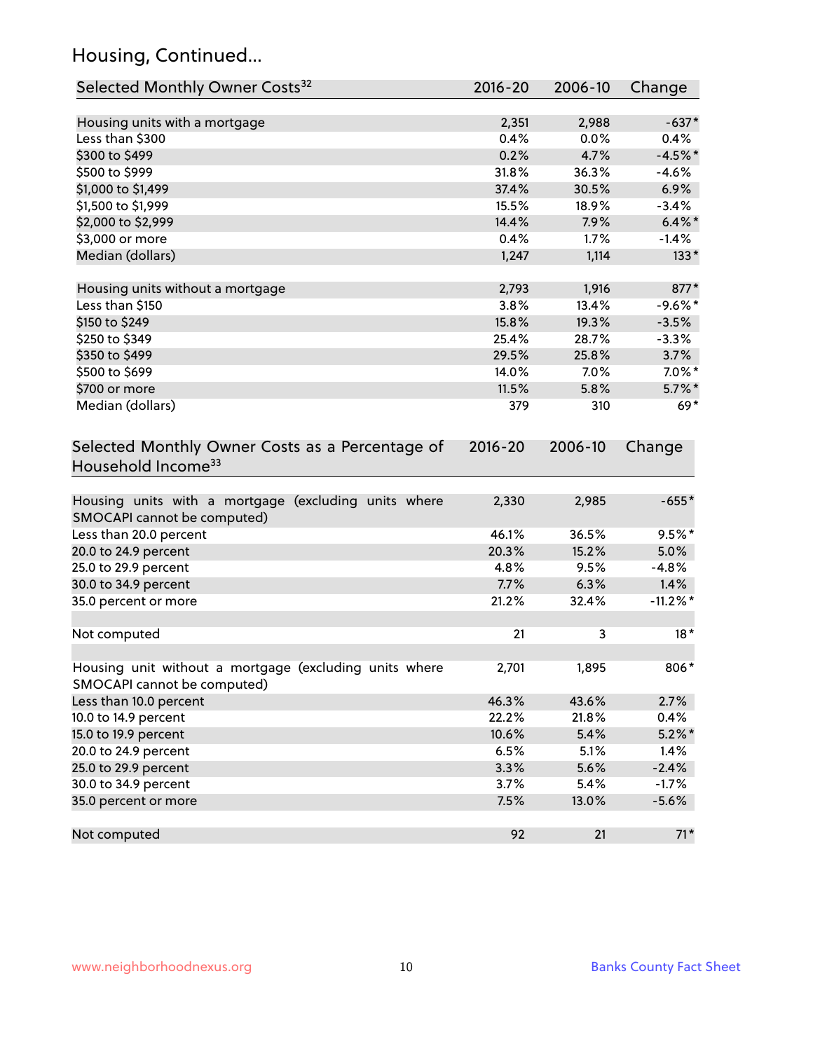# Housing, Continued...

| Selected Monthly Owner Costs[32] | 2016-20 | 2006-10 | Change |
|---|---|---|---|
| Housing units with a mortgage | 2,351 | 2,988 | -637* |
| Less than $300 | 0.4% | 0.0% | 0.4% |
| $300 to $499 | 0.2% | 4.7% | -4.5%* |
| $500 to $999 | 31.8% | 36.3% | -4.6% |
| $1,000 to $1,499 | 37.4% | 30.5% | 6.9% |
| $1,500 to $1,999 | 15.5% | 18.9% | -3.4% |
| $2,000 to $2,999 | 14.4% | 7.9% | 6.4%* |
| $3,000 or more | 0.4% | 1.7% | -1.4% |
| Median (dollars) | 1,247 | 1,114 | 133* |
| | | | |
| Housing units without a mortgage | 2,793 | 1,916 | 877* |
| Less than $150 | 3.8% | 13.4% | -9.6%* |
| $150 to $249 | 15.8% | 19.3% | -3.5% |
| $250 to $349 | 25.4% | 28.7% | -3.3% |
| $350 to $499 | 29.5% | 25.8% | 3.7% |
| $500 to $699 | 14.0% | 7.0% | 7.0%* |
| $700 or more | 11.5% | 5.8% | 5.7%* |
| Median (dollars) | 379 | 310 | 69* |

| Selected Monthly Owner Costs as a Percentage of Household Income[33] | 2016-20 | 2006-10 | Change |
|---|---|---|---|
| Housing units with a mortgage (excluding units where SMOCAPI cannot be computed) | 2,330 | 2,985 | -655* |
| Less than 20.0 percent | 46.1% | 36.5% | 9.5%* |
| 20.0 to 24.9 percent | 20.3% | 15.2% | 5.0% |
| 25.0 to 29.9 percent | 4.8% | 9.5% | -4.8% |
| 30.0 to 34.9 percent | 7.7% | 6.3% | 1.4% |
| 35.0 percent or more | 21.2% | 32.4% | -11.2%* |
| | | | |
| Not computed | 21 | 3 | 18* |
| | | | |
| Housing unit without a mortgage (excluding units where SMOCAPI cannot be computed) | 2,701 | 1,895 | 806* |
| Less than 10.0 percent | 46.3% | 43.6% | 2.7% |
| 10.0 to 14.9 percent | 22.2% | 21.8% | 0.4% |
| 15.0 to 19.9 percent | 10.6% | 5.4% | 5.2%* |
| 20.0 to 24.9 percent | 6.5% | 5.1% | 1.4% |
| 25.0 to 29.9 percent | 3.3% | 5.6% | -2.4% |
| 30.0 to 34.9 percent | 3.7% | 5.4% | -1.7% |
| 35.0 percent or more | 7.5% | 13.0% | -5.6% |
| | | | |
| Not computed | 92 | 21 | 71* |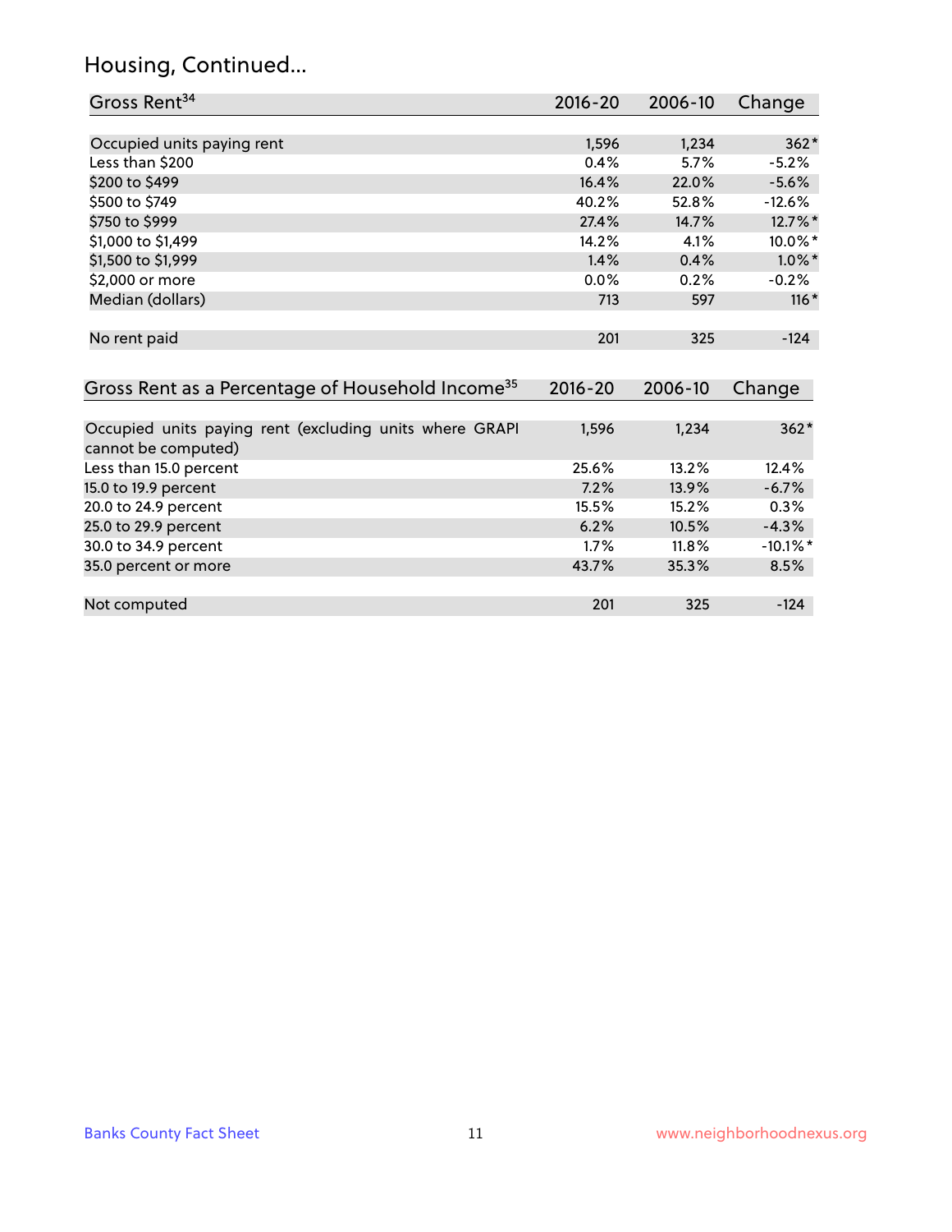## Housing, Continued...

| Gross Rent[34] | 2016-20 | 2006-10 | Change |
|---|---|---|---|
| Occupied units paying rent | 1,596 | 1,234 | 362* |
| Less than $200 | 0.4% | 5.7% | -5.2% |
| $200 to $499 | 16.4% | 22.0% | -5.6% |
| $500 to $749 | 40.2% | 52.8% | -12.6% |
| $750 to $999 | 27.4% | 14.7% | 12.7%* |
| $1,000 to $1,499 | 14.2% | 4.1% | 10.0%* |
| $1,500 to $1,999 | 1.4% | 0.4% | 1.0%* |
| $2,000 or more | 0.0% | 0.2% | -0.2% |
| Median (dollars) | 713 | 597 | 116* |
| No rent paid | 201 | 325 | -124 |

| Gross Rent as a Percentage of Household Income[35] | 2016-20 | 2006-10 | Change |
|---|---|---|---|
| Occupied units paying rent (excluding units where GRAPI cannot be computed) | 1,596 | 1,234 | 362* |
| Less than 15.0 percent | 25.6% | 13.2% | 12.4% |
| 15.0 to 19.9 percent | 7.2% | 13.9% | -6.7% |
| 20.0 to 24.9 percent | 15.5% | 15.2% | 0.3% |
| 25.0 to 29.9 percent | 6.2% | 10.5% | -4.3% |
| 30.0 to 34.9 percent | 1.7% | 11.8% | -10.1%* |
| 35.0 percent or more | 43.7% | 35.3% | 8.5% |
| Not computed | 201 | 325 | -124 |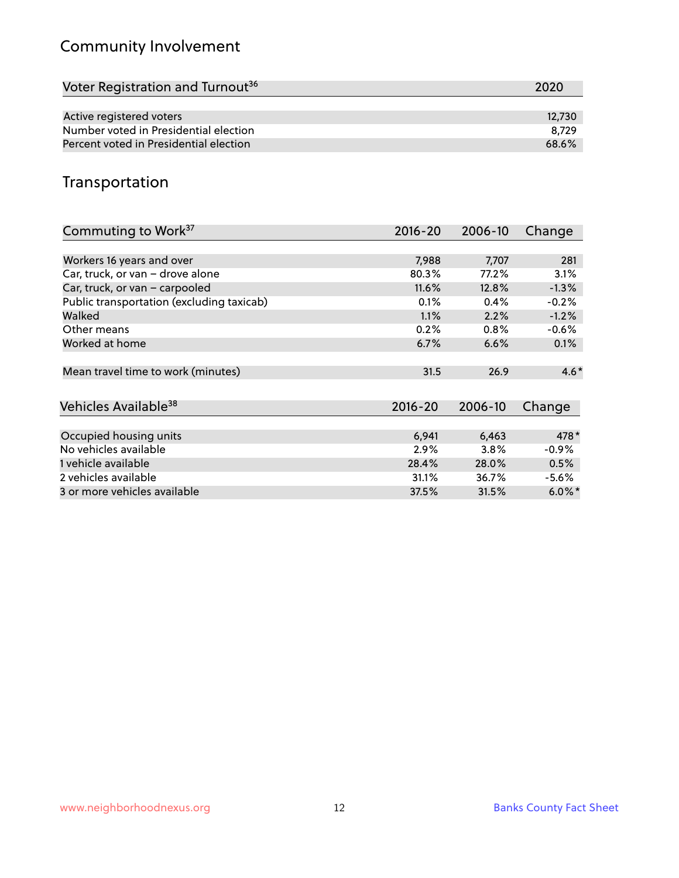## Community Involvement

| Voter Registration and Turnout[36] | 2020 |
| --- | --- |
| Active registered voters | 12,730 |
| Number voted in Presidential election | 8,729 |
| Percent voted in Presidential election | 68.6% |

## Transportation

| Commuting to Work[37] | 2016-20 | 2006-10 | Change |
| --- | --- | --- | --- |
| Workers 16 years and over | 7,988 | 7,707 | 281 |
| Car, truck, or van – drove alone | 80.3% | 77.2% | 3.1% |
| Car, truck, or van – carpooled | 11.6% | 12.8% | -1.3% |
| Public transportation (excluding taxicab) | 0.1% | 0.4% | -0.2% |
| Walked | 1.1% | 2.2% | -1.2% |
| Other means | 0.2% | 0.8% | -0.6% |
| Worked at home | 6.7% | 6.6% | 0.1% |
| Mean travel time to work (minutes) | 31.5 | 26.9 | 4.6* |

| Vehicles Available[38] | 2016-20 | 2006-10 | Change |
| --- | --- | --- | --- |
| Occupied housing units | 6,941 | 6,463 | 478* |
| No vehicles available | 2.9% | 3.8% | -0.9% |
| 1 vehicle available | 28.4% | 28.0% | 0.5% |
| 2 vehicles available | 31.1% | 36.7% | -5.6% |
| 3 or more vehicles available | 37.5% | 31.5% | 6.0%* |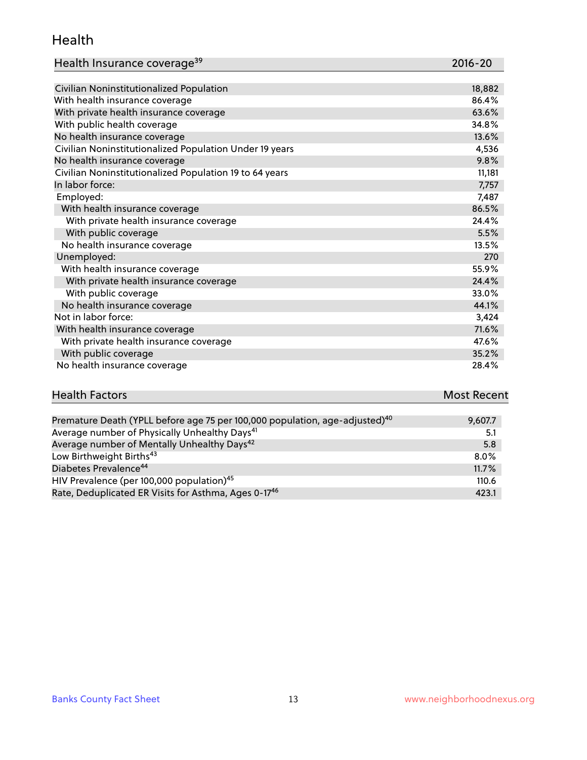## Health

| Health Insurance coverage[39] | 2016-20 |
|---|---|
| Civilian Noninstitutionalized Population | 18,882 |
| With health insurance coverage | 86.4% |
| With private health insurance coverage | 63.6% |
| With public health coverage | 34.8% |
| No health insurance coverage | 13.6% |
| Civilian Noninstitutionalized Population Under 19 years | 4,536 |
| No health insurance coverage | 9.8% |
| Civilian Noninstitutionalized Population 19 to 64 years | 11,181 |
| In labor force: | 7,757 |
| Employed: | 7,487 |
| With health insurance coverage | 86.5% |
| With private health insurance coverage | 24.4% |
| With public coverage | 5.5% |
| No health insurance coverage | 13.5% |
| Unemployed: | 270 |
| With health insurance coverage | 55.9% |
| With private health insurance coverage | 24.4% |
| With public coverage | 33.0% |
| No health insurance coverage | 44.1% |
| Not in labor force: | 3,424 |
| With health insurance coverage | 71.6% |
| With private health insurance coverage | 47.6% |
| With public coverage | 35.2% |
| No health insurance coverage | 28.4% |

| Health Factors | Most Recent |
|---|---|
| Premature Death (YPLL before age 75 per 100,000 population, age-adjusted)[40] | 9,607.7 |
| Average number of Physically Unhealthy Days[41] | 5.1 |
| Average number of Mentally Unhealthy Days[42] | 5.8 |
| Low Birthweight Births[43] | 8.0% |
| Diabetes Prevalence[44] | 11.7% |
| HIV Prevalence (per 100,000 population)[45] | 110.6 |
| Rate, Deduplicated ER Visits for Asthma, Ages 0-17[46] | 423.1 |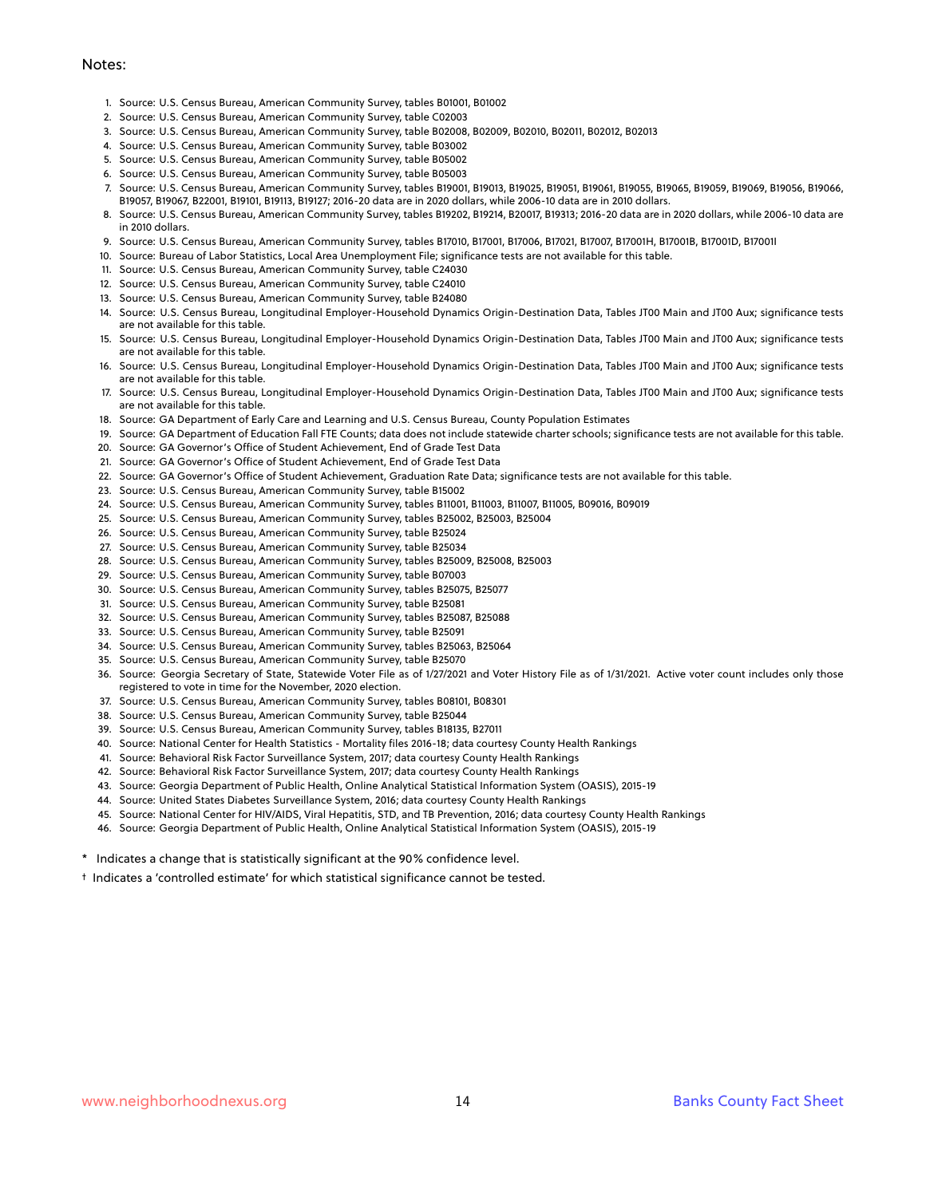Notes:

1. Source: U.S. Census Bureau, American Community Survey, tables B01001, B01002
2. Source: U.S. Census Bureau, American Community Survey, table C02003
3. Source: U.S. Census Bureau, American Community Survey, table B02008, B02009, B02010, B02011, B02012, B02013
4. Source: U.S. Census Bureau, American Community Survey, table B03002
5. Source: U.S. Census Bureau, American Community Survey, table B05002
6. Source: U.S. Census Bureau, American Community Survey, table B05003
7. Source: U.S. Census Bureau, American Community Survey, tables B19001, B19013, B19025, B19051, B19061, B19055, B19065, B19059, B19069, B19056, B19066, B19057, B19067, B22001, B19101, B19113, B19127; 2016-20 data are in 2020 dollars, while 2006-10 data are in 2010 dollars.
8. Source: U.S. Census Bureau, American Community Survey, tables B19202, B19214, B20017, B19313; 2016-20 data are in 2020 dollars, while 2006-10 data are in 2010 dollars.
9. Source: U.S. Census Bureau, American Community Survey, tables B17010, B17001, B17006, B17021, B17007, B17001H, B17001B, B17001D, B17001I
10. Source: Bureau of Labor Statistics, Local Area Unemployment File; significance tests are not available for this table.
11. Source: U.S. Census Bureau, American Community Survey, table C24030
12. Source: U.S. Census Bureau, American Community Survey, table C24010
13. Source: U.S. Census Bureau, American Community Survey, table B24080
14. Source: U.S. Census Bureau, Longitudinal Employer-Household Dynamics Origin-Destination Data, Tables JT00 Main and JT00 Aux; significance tests are not available for this table.
15. Source: U.S. Census Bureau, Longitudinal Employer-Household Dynamics Origin-Destination Data, Tables JT00 Main and JT00 Aux; significance tests are not available for this table.
16. Source: U.S. Census Bureau, Longitudinal Employer-Household Dynamics Origin-Destination Data, Tables JT00 Main and JT00 Aux; significance tests are not available for this table.
17. Source: U.S. Census Bureau, Longitudinal Employer-Household Dynamics Origin-Destination Data, Tables JT00 Main and JT00 Aux; significance tests are not available for this table.
18. Source: GA Department of Early Care and Learning and U.S. Census Bureau, County Population Estimates
19. Source: GA Department of Education Fall FTE Counts; data does not include statewide charter schools; significance tests are not available for this table.
20. Source: GA Governor's Office of Student Achievement, End of Grade Test Data
21. Source: GA Governor's Office of Student Achievement, End of Grade Test Data
22. Source: GA Governor's Office of Student Achievement, Graduation Rate Data; significance tests are not available for this table.
23. Source: U.S. Census Bureau, American Community Survey, table B15002
24. Source: U.S. Census Bureau, American Community Survey, tables B11001, B11003, B11007, B11005, B09016, B09019
25. Source: U.S. Census Bureau, American Community Survey, tables B25002, B25003, B25004
26. Source: U.S. Census Bureau, American Community Survey, table B25024
27. Source: U.S. Census Bureau, American Community Survey, table B25034
28. Source: U.S. Census Bureau, American Community Survey, tables B25009, B25008, B25003
29. Source: U.S. Census Bureau, American Community Survey, table B07003
30. Source: U.S. Census Bureau, American Community Survey, tables B25075, B25077
31. Source: U.S. Census Bureau, American Community Survey, table B25081
32. Source: U.S. Census Bureau, American Community Survey, tables B25087, B25088
33. Source: U.S. Census Bureau, American Community Survey, table B25091
34. Source: U.S. Census Bureau, American Community Survey, tables B25063, B25064
35. Source: U.S. Census Bureau, American Community Survey, table B25070
36. Source: Georgia Secretary of State, Statewide Voter File as of 1/27/2021 and Voter History File as of 1/31/2021. Active voter count includes only those registered to vote in time for the November, 2020 election.
37. Source: U.S. Census Bureau, American Community Survey, tables B08101, B08301
38. Source: U.S. Census Bureau, American Community Survey, table B25044
39. Source: U.S. Census Bureau, American Community Survey, tables B18135, B27011
40. Source: National Center for Health Statistics - Mortality files 2016-18; data courtesy County Health Rankings
41. Source: Behavioral Risk Factor Surveillance System, 2017; data courtesy County Health Rankings
42. Source: Behavioral Risk Factor Surveillance System, 2017; data courtesy County Health Rankings
43. Source: Georgia Department of Public Health, Online Analytical Statistical Information System (OASIS), 2015-19
44. Source: United States Diabetes Surveillance System, 2016; data courtesy County Health Rankings
45. Source: National Center for HIV/AIDS, Viral Hepatitis, STD, and TB Prevention, 2016; data courtesy County Health Rankings
46. Source: Georgia Department of Public Health, Online Analytical Statistical Information System (OASIS), 2015-19

\* Indicates a change that is statistically significant at the 90% confidence level.

† Indicates a 'controlled estimate' for which statistical significance cannot be tested.